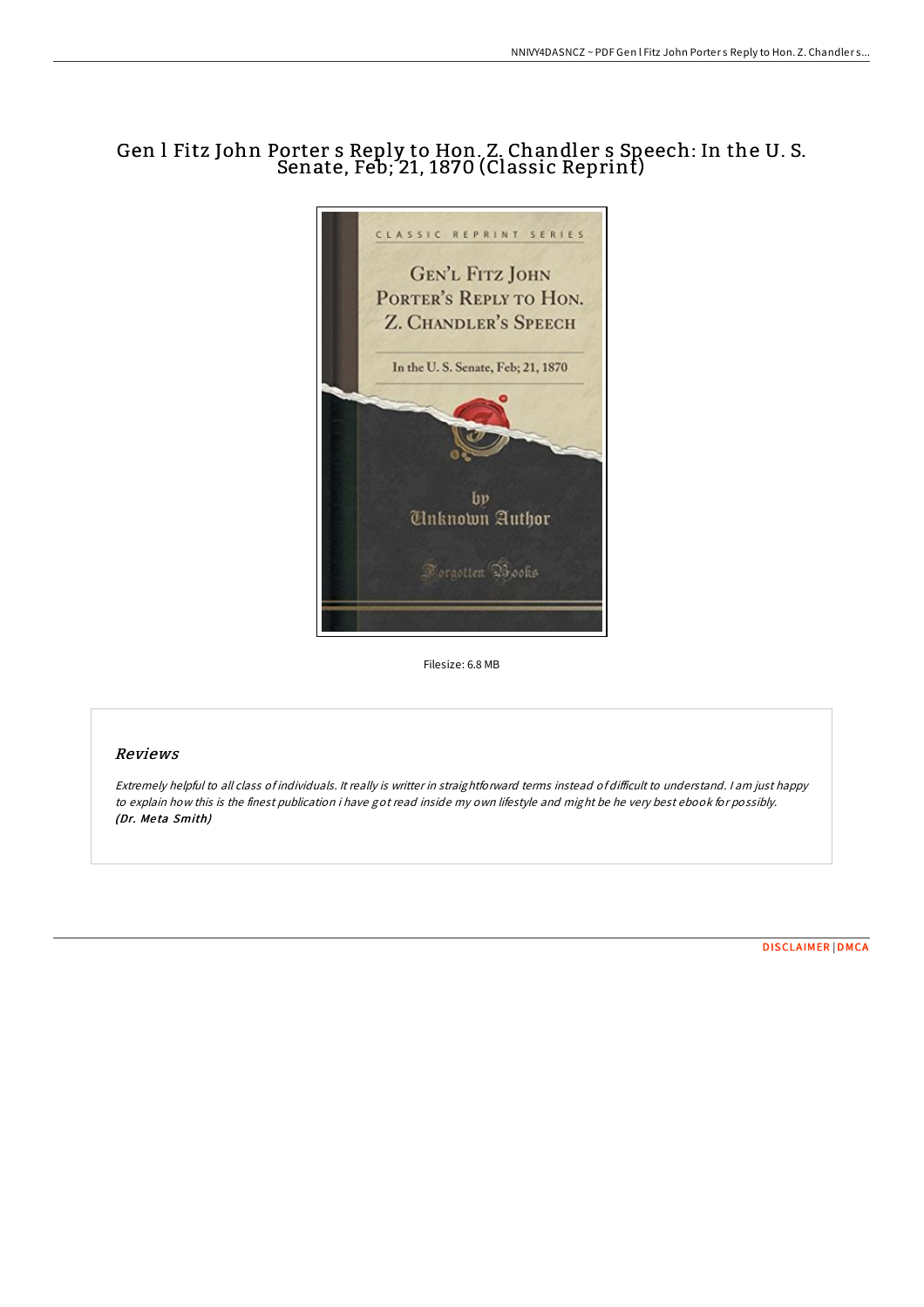# Gen l Fitz John Porter s Reply to Hon. Z. Chandler s Speech: In the U. S. Senate, Feb; 21, 1870 (Classic Reprint)

CLASSIC REPRINT SERIES

GEN'L FITZ JOHN PORTER'S REPLY TO HON. Z. CHANDLER'S SPEECH

In the U. S. Senate, Feb; 21, 1870

by Unknown Author

Forgotten Books

Filesize: 6.8 MB

## Reviews

*Extremely helpful to all class of individuals. It really is writter in straightforward terms instead of difficult to understand. I am just happy to explain how this is the finest publication i have got read inside my own lifestyle and might be he very best ebook for possibly.*
***(Dr. Meta Smith)***

DISCLAIMER | DMCA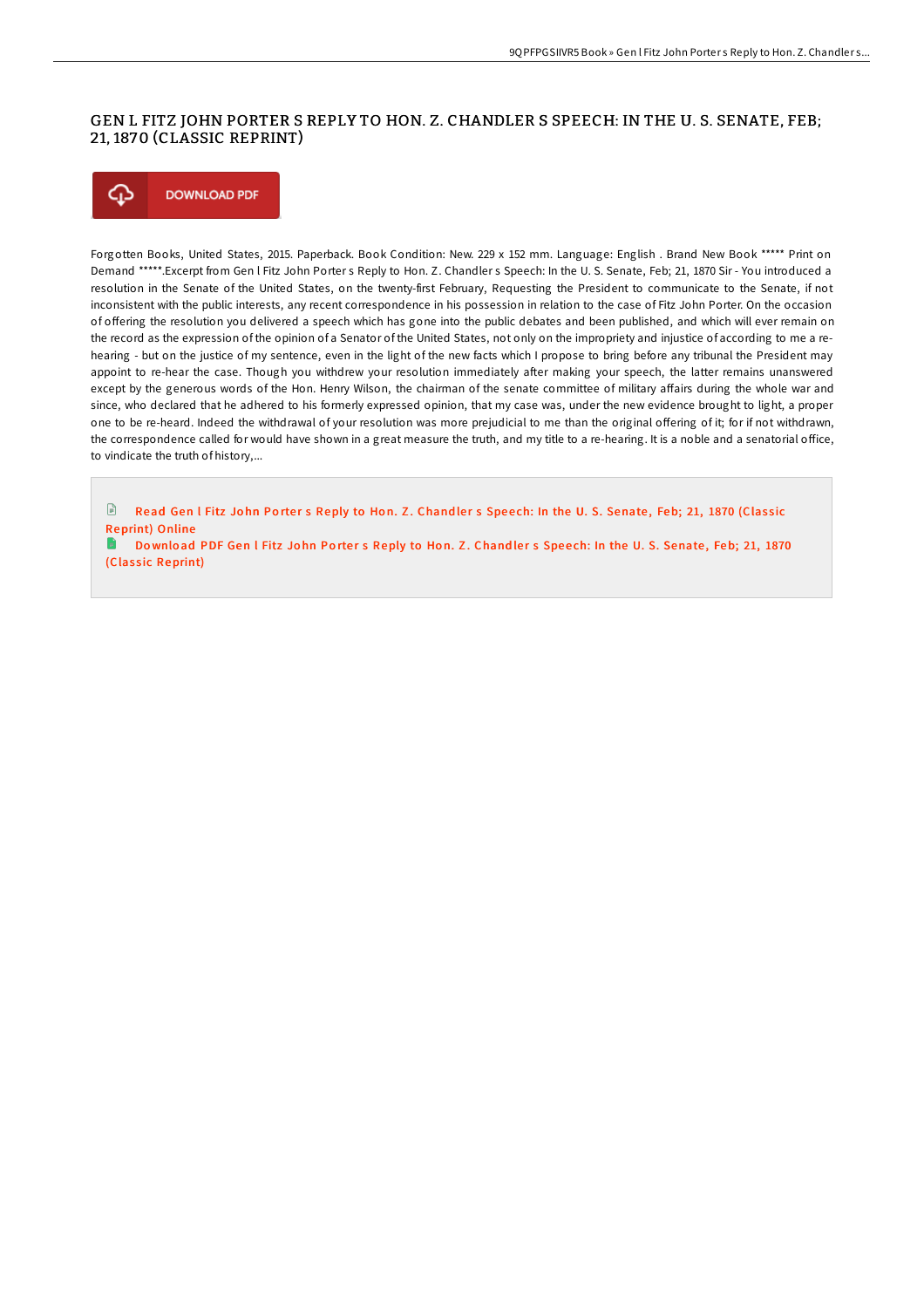# GEN L FITZ JOHN PORTER S REPLY TO HON. Z. CHANDLER S SPEECH: IN THE U. S. SENATE, FEB; 21, 1870 (CLASSIC REPRINT)

DOWNLOAD PDF

Forgotten Books, United States, 2015. Paperback. Book Condition: New. 229 x 152 mm. Language: English . Brand New Book ***** Print on Demand *****.Excerpt from Gen l Fitz John Porter s Reply to Hon. Z. Chandler s Speech: In the U. S. Senate, Feb; 21, 1870 Sir - You introduced a resolution in the Senate of the United States, on the twenty-first February, Requesting the President to communicate to the Senate, if not inconsistent with the public interests, any recent correspondence in his possession in relation to the case of Fitz John Porter. On the occasion of offering the resolution you delivered a speech which has gone into the public debates and been published, and which will ever remain on the record as the expression of the opinion of a Senator of the United States, not only on the impropriety and injustice of according to me a re-hearing - but on the justice of my sentence, even in the light of the new facts which I propose to bring before any tribunal the President may appoint to re-hear the case. Though you withdrew your resolution immediately after making your speech, the latter remains unanswered except by the generous words of the Hon. Henry Wilson, the chairman of the senate committee of military affairs during the whole war and since, who declared that he adhered to his formerly expressed opinion, that my case was, under the new evidence brought to light, a proper one to be re-heard. Indeed the withdrawal of your resolution was more prejudicial to me than the original offering of it; for if not withdrawn, the correspondence called for would have shown in a great measure the truth, and my title to a re-hearing. It is a noble and a senatorial office, to vindicate the truth of history,...

Read Gen l Fitz John Porter s Reply to Hon. Z. Chandler s Speech: In the U. S. Senate, Feb; 21, 1870 (Classic Reprint) Online

Download PDF Gen l Fitz John Porter s Reply to Hon. Z. Chandler s Speech: In the U. S. Senate, Feb; 21, 1870 (Classic Reprint)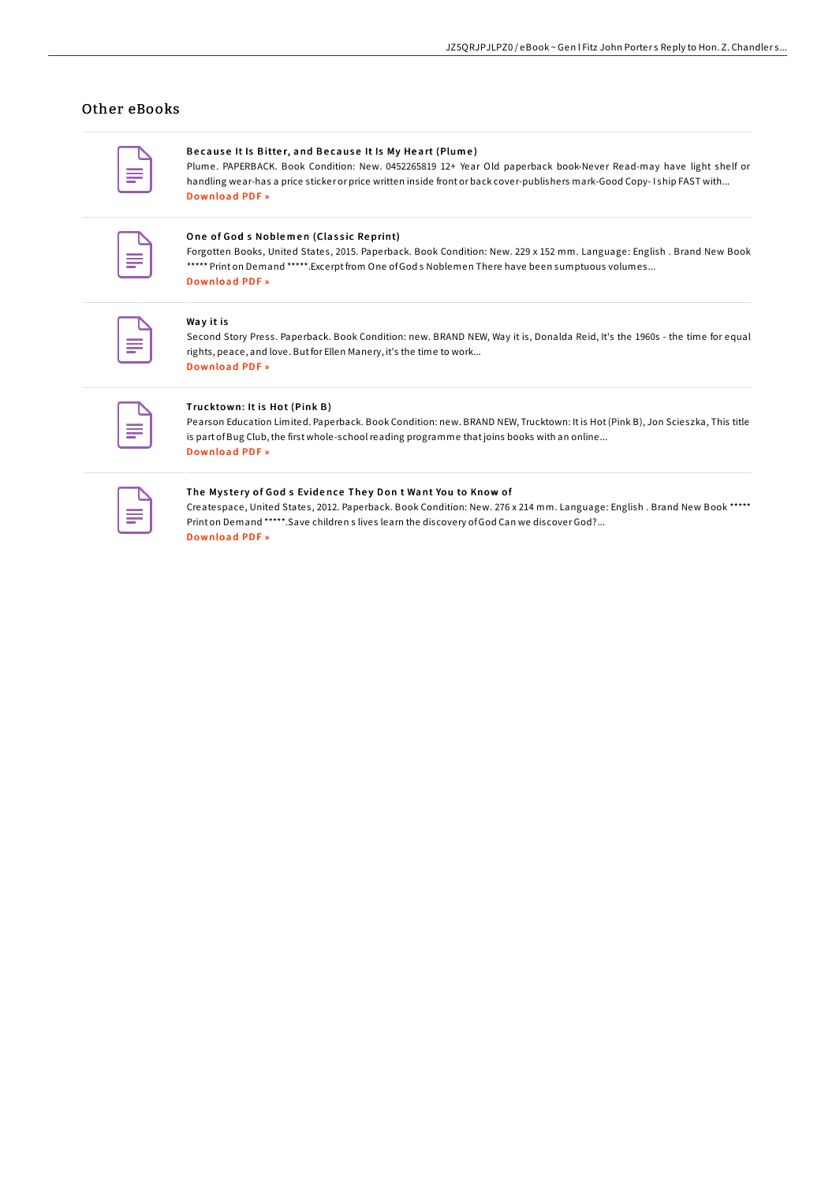## Other eBooks

### Because It Is Bitter, and Because It Is My Heart (Plume)

Plume. PAPERBACK. Book Condition: New. 0452265819 12+ Year Old paperback book-Never Read-may have light shelf or handling wear-has a price sticker or price written inside front or back cover-publishers mark-Good Copy- I ship FAST with...

Download PDF »

### One of God s Noblemen (Classic Reprint)

Forgotten Books, United States, 2015. Paperback. Book Condition: New. 229 x 152 mm. Language: English . Brand New Book ***** Print on Demand *****.Excerpt from One of God s Noblemen There have been sumptuous volumes...

Download PDF »

### Way it is

Second Story Press. Paperback. Book Condition: new. BRAND NEW, Way it is, Donalda Reid, It's the 1960s - the time for equal rights, peace, and love. But for Ellen Manery, it's the time to work...

Download PDF »

### Trucktown: It is Hot (Pink B)

Pearson Education Limited. Paperback. Book Condition: new. BRAND NEW, Trucktown: It is Hot (Pink B), Jon Scieszka, This title is part of Bug Club, the first whole-school reading programme that joins books with an online...

Download PDF »

### The Mystery of God s Evidence They Don t Want You to Know of

Createspace, United States, 2012. Paperback. Book Condition: New. 276 x 214 mm. Language: English . Brand New Book ***** Print on Demand *****.Save children s lives learn the discovery of God Can we discover God?...

Download PDF »